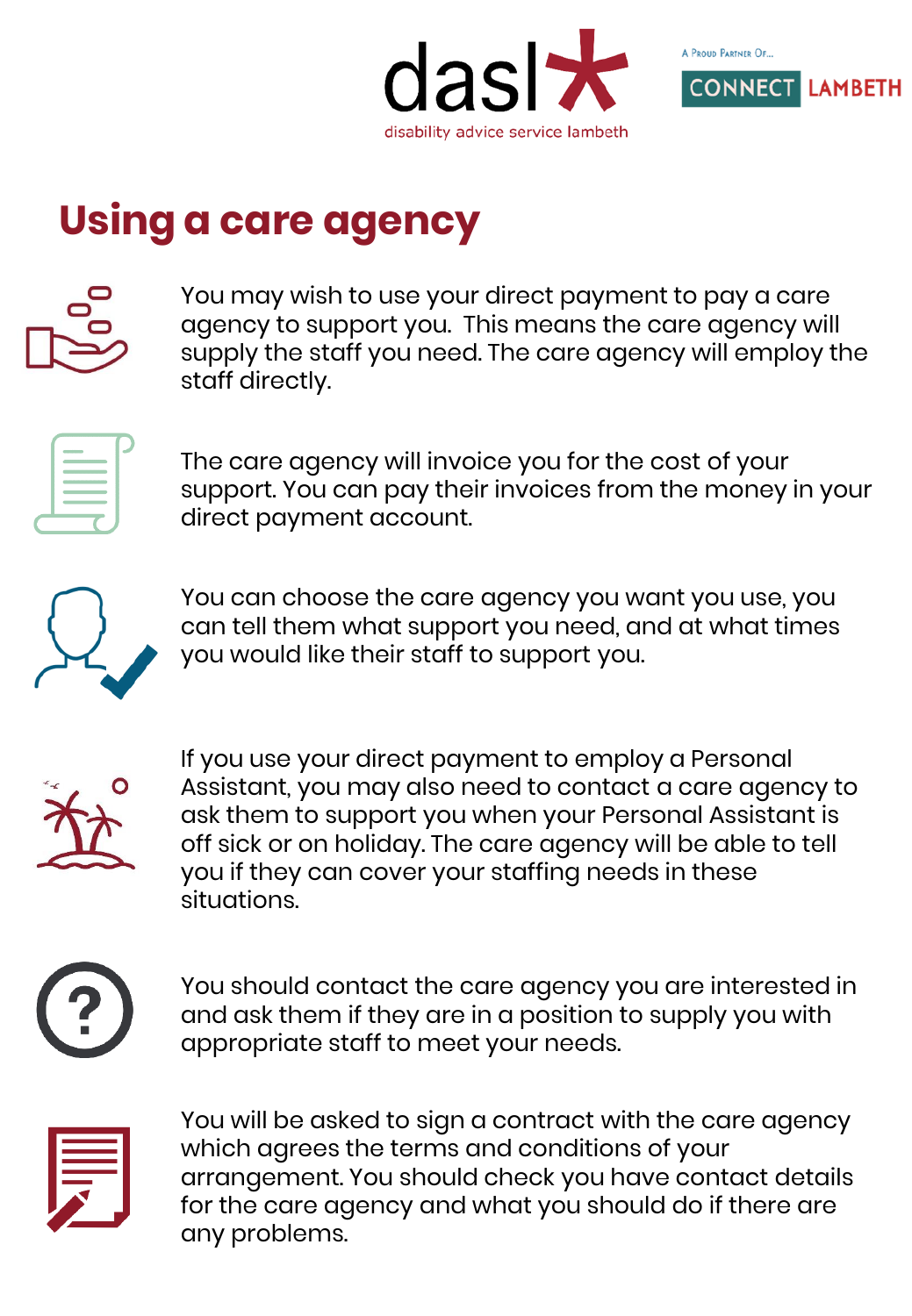dasl disability advice service lambeth

A Proud Partner Of... CONNECT LAMBETH

# Using a care agency

You may wish to use your direct payment to pay a care agency to support you. This means the care agency will supply the staff you need. The care agency will employ the staff directly.

The care agency will invoice you for the cost of your support. You can pay their invoices from the money in your direct payment account.

You can choose the care agency you want you use, you can tell them what support you need, and at what times you would like their staff to support you.

If you use your direct payment to employ a Personal Assistant, you may also need to contact a care agency to ask them to support you when your Personal Assistant is off sick or on holiday. The care agency will be able to tell you if they can cover your staffing needs in these situations.

You should contact the care agency you are interested in and ask them if they are in a position to supply you with appropriate staff to meet your needs.

You will be asked to sign a contract with the care agency which agrees the terms and conditions of your arrangement. You should check you have contact details for the care agency and what you should do if there are any problems.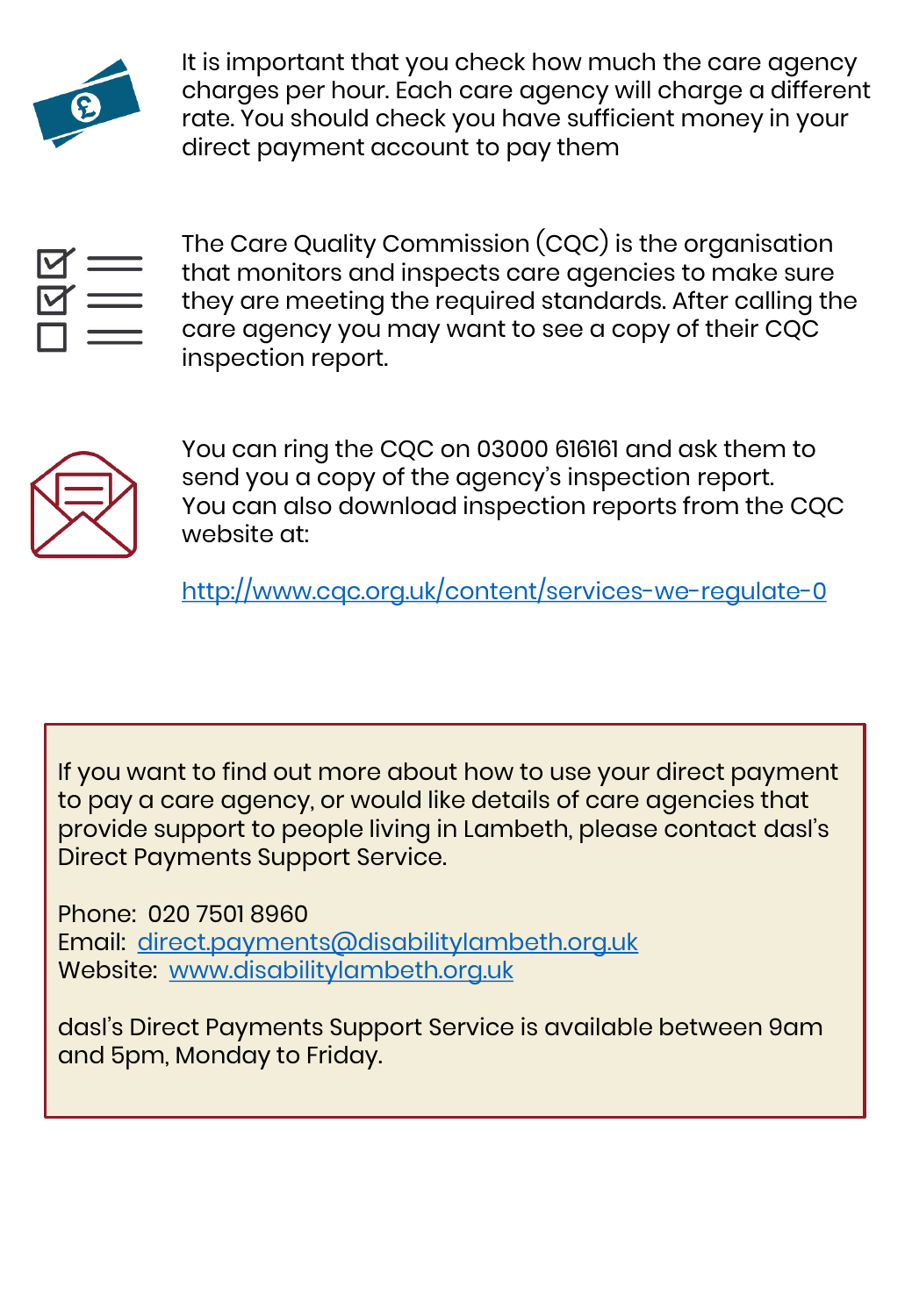It is important that you check how much the care agency charges per hour. Each care agency will charge a different rate. You should check you have sufficient money in your direct payment account to pay them

The Care Quality Commission (CQC) is the organisation that monitors and inspects care agencies to make sure they are meeting the required standards. After calling the care agency you may want to see a copy of their CQC inspection report.

You can ring the CQC on 03000 616161 and ask them to send you a copy of the agency's inspection report.
You can also download inspection reports from the CQC website at:

http://www.cqc.org.uk/content/services-we-regulate-0

If you want to find out more about how to use your direct payment to pay a care agency, or would like details of care agencies that provide support to people living in Lambeth, please contact dasl's Direct Payments Support Service.

Phone: 020 7501 8960
Email: direct.payments@disabilitylambeth.org.uk
Website: www.disabilitylambeth.org.uk

dasl's Direct Payments Support Service is available between 9am and 5pm, Monday to Friday.